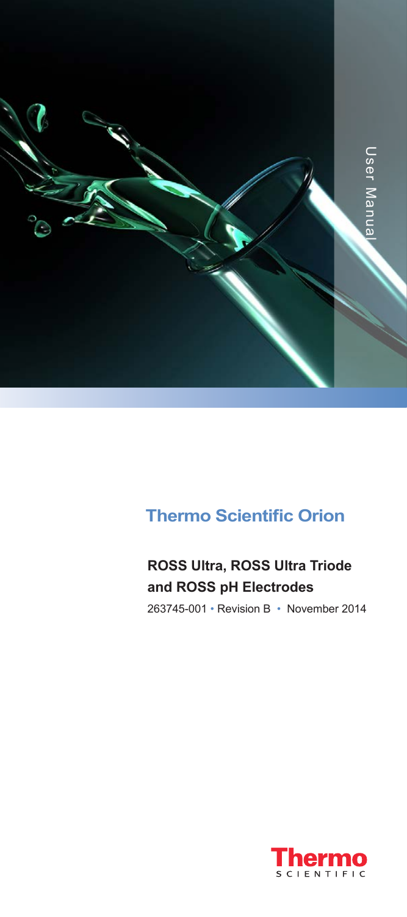User Manual

## Thermo Scientific Orion

# ROSS Ultra, ROSS Ultra Triode and ROSS pH Electrodes

263745-001 • Revision B • November 2014

Thermo SCIENTIFIC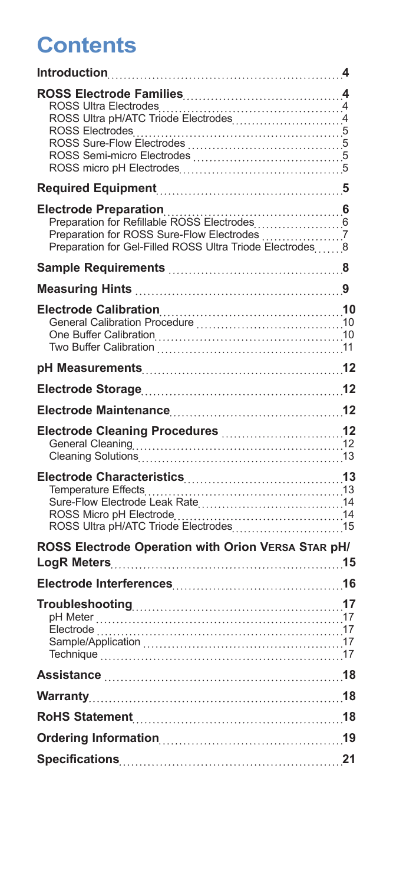# Contents

| | |
|---|---|
| **Introduction** | **4** |
| **ROSS Electrode Families** | **4** |
| ROSS Ultra Electrodes | 4 |
| ROSS Ultra pH/ATC Triode Electrodes | 4 |
| ROSS Electrodes | 5 |
| ROSS Sure-Flow Electrodes | 5 |
| ROSS Semi-micro Electrodes | 5 |
| ROSS micro pH Electrodes | 5 |
| **Required Equipment** | **5** |
| **Electrode Preparation** | **6** |
| Preparation for Refillable ROSS Electrodes | 6 |
| Preparation for ROSS Sure-Flow Electrodes | 7 |
| Preparation for Gel-Filled ROSS Ultra Triode Electrodes | 8 |
| **Sample Requirements** | **8** |
| **Measuring Hints** | **9** |
| **Electrode Calibration** | **10** |
| General Calibration Procedure | 10 |
| One Buffer Calibration | 10 |
| Two Buffer Calibration | 11 |
| **pH Measurements** | **12** |
| **Electrode Storage** | **12** |
| **Electrode Maintenance** | **12** |
| **Electrode Cleaning Procedures** | **12** |
| General Cleaning | 12 |
| Cleaning Solutions | 13 |
| **Electrode Characteristics** | **13** |
| Temperature Effects | 13 |
| Sure-Flow Electrode Leak Rate | 14 |
| ROSS Micro pH Electrode | 14 |
| ROSS Ultra pH/ATC Triode Electrodes | 15 |
| **ROSS Electrode Operation with Orion VERSA STAR pH/LogR Meters** | **15** |
| **Electrode Interferences** | **16** |
| **Troubleshooting** | **17** |
| pH Meter | 17 |
| Electrode | 17 |
| Sample/Application | 17 |
| Technique | 17 |
| **Assistance** | **18** |
| **Warranty** | **18** |
| **RoHS Statement** | **18** |
| **Ordering Information** | **19** |
| **Specifications** | **21** |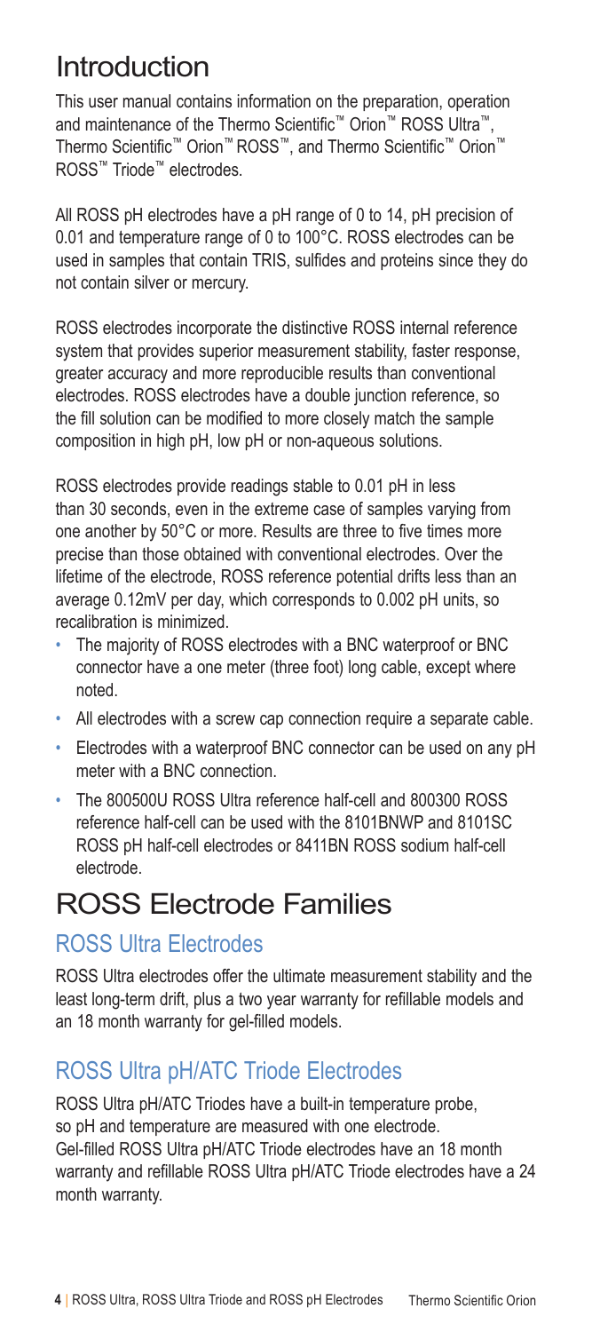# Introduction

This user manual contains information on the preparation, operation and maintenance of the Thermo Scientific™ Orion™ ROSS Ultra™, Thermo Scientific™ Orion™ ROSS™, and Thermo Scientific™ Orion™ ROSS™ Triode™ electrodes.

All ROSS pH electrodes have a pH range of 0 to 14, pH precision of 0.01 and temperature range of 0 to 100°C. ROSS electrodes can be used in samples that contain TRIS, sulfides and proteins since they do not contain silver or mercury.

ROSS electrodes incorporate the distinctive ROSS internal reference system that provides superior measurement stability, faster response, greater accuracy and more reproducible results than conventional electrodes. ROSS electrodes have a double junction reference, so the fill solution can be modified to more closely match the sample composition in high pH, low pH or non-aqueous solutions.

ROSS electrodes provide readings stable to 0.01 pH in less than 30 seconds, even in the extreme case of samples varying from one another by 50°C or more. Results are three to five times more precise than those obtained with conventional electrodes. Over the lifetime of the electrode, ROSS reference potential drifts less than an average 0.12mV per day, which corresponds to 0.002 pH units, so recalibration is minimized.

- The majority of ROSS electrodes with a BNC waterproof or BNC connector have a one meter (three foot) long cable, except where noted.
- All electrodes with a screw cap connection require a separate cable.
- Electrodes with a waterproof BNC connector can be used on any pH meter with a BNC connection.
- The 800500U ROSS Ultra reference half-cell and 800300 ROSS reference half-cell can be used with the 8101BNWP and 8101SC ROSS pH half-cell electrodes or 8411BN ROSS sodium half-cell electrode.

# ROSS Electrode Families

## ROSS Ultra Electrodes

ROSS Ultra electrodes offer the ultimate measurement stability and the least long-term drift, plus a two year warranty for refillable models and an 18 month warranty for gel-filled models.

## ROSS Ultra pH/ATC Triode Electrodes

ROSS Ultra pH/ATC Triodes have a built-in temperature probe, so pH and temperature are measured with one electrode. Gel-filled ROSS Ultra pH/ATC Triode electrodes have an 18 month warranty and refillable ROSS Ultra pH/ATC Triode electrodes have a 24 month warranty.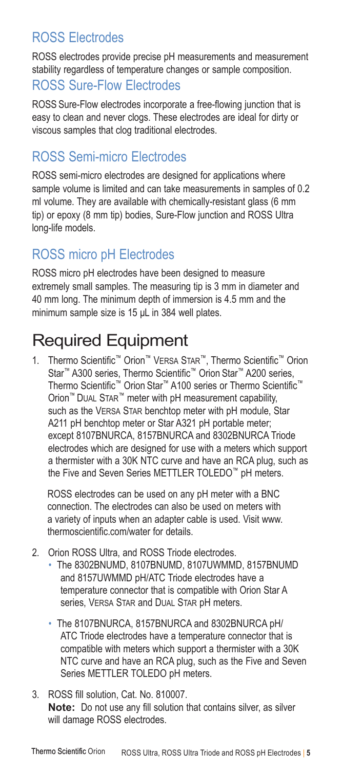## ROSS Electrodes

ROSS electrodes provide precise pH measurements and measurement stability regardless of temperature changes or sample composition.

## ROSS Sure-Flow Electrodes

ROSS Sure-Flow electrodes incorporate a free-flowing junction that is easy to clean and never clogs. These electrodes are ideal for dirty or viscous samples that clog traditional electrodes.

## ROSS Semi-micro Electrodes

ROSS semi-micro electrodes are designed for applications where sample volume is limited and can take measurements in samples of 0.2 ml volume. They are available with chemically-resistant glass (6 mm tip) or epoxy (8 mm tip) bodies, Sure-Flow junction and ROSS Ultra long-life models.

## ROSS micro pH Electrodes

ROSS micro pH electrodes have been designed to measure extremely small samples. The measuring tip is 3 mm in diameter and 40 mm long. The minimum depth of immersion is 4.5 mm and the minimum sample size is 15 µL in 384 well plates.

# Required Equipment

1. Thermo Scientific™ Orion™ Versa Star™, Thermo Scientific™ Orion Star™ A300 series, Thermo Scientific™ Orion Star™ A200 series, Thermo Scientific™ Orion Star™ A100 series or Thermo Scientific™ Orion™ Dual Star™ meter with pH measurement capability, such as the Versa Star benchtop meter with pH module, Star A211 pH benchtop meter or Star A321 pH portable meter; except 8107BNURCA, 8157BNURCA and 8302BNURCA Triode electrodes which are designed for use with a meters which support a thermister with a 30K NTC curve and have an RCA plug, such as the Five and Seven Series METTLER TOLEDO™ pH meters.

   ROSS electrodes can be used on any pH meter with a BNC connection. The electrodes can also be used on meters with a variety of inputs when an adapter cable is used. Visit www.thermoscientific.com/water for details.

2. Orion ROSS Ultra, and ROSS Triode electrodes.
   - The 8302BNUMD, 8107BNUMD, 8107UWMMD, 8157BNUMD and 8157UWMMD pH/ATC Triode electrodes have a temperature connector that is compatible with Orion Star A series, Versa Star and Dual Star pH meters.
   - The 8107BNURCA, 8157BNURCA and 8302BNURCA pH/ATC Triode electrodes have a temperature connector that is compatible with meters which support a thermister with a 30K NTC curve and have an RCA plug, such as the Five and Seven Series METTLER TOLEDO pH meters.

3. ROSS fill solution, Cat. No. 810007.
   **Note:** Do not use any fill solution that contains silver, as silver will damage ROSS electrodes.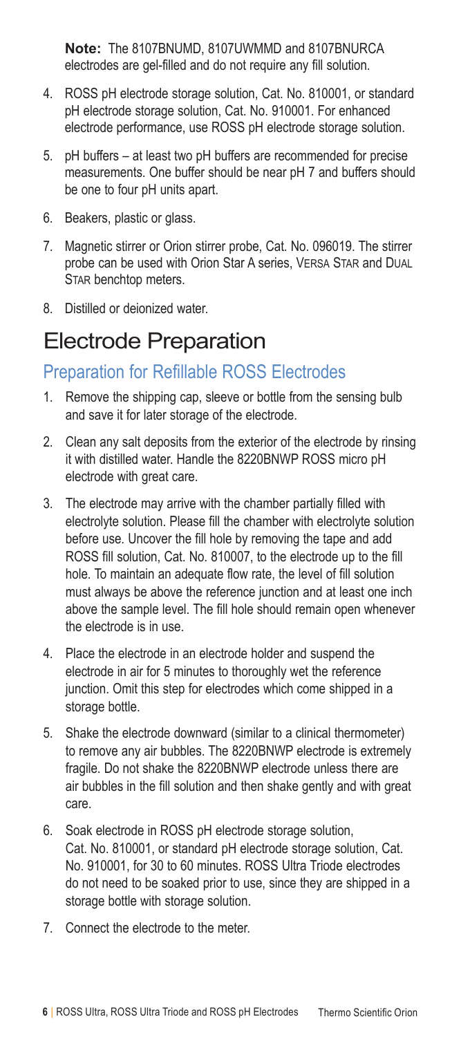**Note:** The 8107BNUMD, 8107UWMMD and 8107BNURCA electrodes are gel-filled and do not require any fill solution.

4. ROSS pH electrode storage solution, Cat. No. 810001, or standard pH electrode storage solution, Cat. No. 910001. For enhanced electrode performance, use ROSS pH electrode storage solution.
5. pH buffers – at least two pH buffers are recommended for precise measurements. One buffer should be near pH 7 and buffers should be one to four pH units apart.
6. Beakers, plastic or glass.
7. Magnetic stirrer or Orion stirrer probe, Cat. No. 096019. The stirrer probe can be used with Orion Star A series, VERSA STAR and DUAL STAR benchtop meters.
8. Distilled or deionized water.

# Electrode Preparation

## Preparation for Refillable ROSS Electrodes

1. Remove the shipping cap, sleeve or bottle from the sensing bulb and save it for later storage of the electrode.
2. Clean any salt deposits from the exterior of the electrode by rinsing it with distilled water. Handle the 8220BNWP ROSS micro pH electrode with great care.
3. The electrode may arrive with the chamber partially filled with electrolyte solution. Please fill the chamber with electrolyte solution before use. Uncover the fill hole by removing the tape and add ROSS fill solution, Cat. No. 810007, to the electrode up to the fill hole. To maintain an adequate flow rate, the level of fill solution must always be above the reference junction and at least one inch above the sample level. The fill hole should remain open whenever the electrode is in use.
4. Place the electrode in an electrode holder and suspend the electrode in air for 5 minutes to thoroughly wet the reference junction. Omit this step for electrodes which come shipped in a storage bottle.
5. Shake the electrode downward (similar to a clinical thermometer) to remove any air bubbles. The 8220BNWP electrode is extremely fragile. Do not shake the 8220BNWP electrode unless there are air bubbles in the fill solution and then shake gently and with great care.
6. Soak electrode in ROSS pH electrode storage solution, Cat. No. 810001, or standard pH electrode storage solution, Cat. No. 910001, for 30 to 60 minutes. ROSS Ultra Triode electrodes do not need to be soaked prior to use, since they are shipped in a storage bottle with storage solution.
7. Connect the electrode to the meter.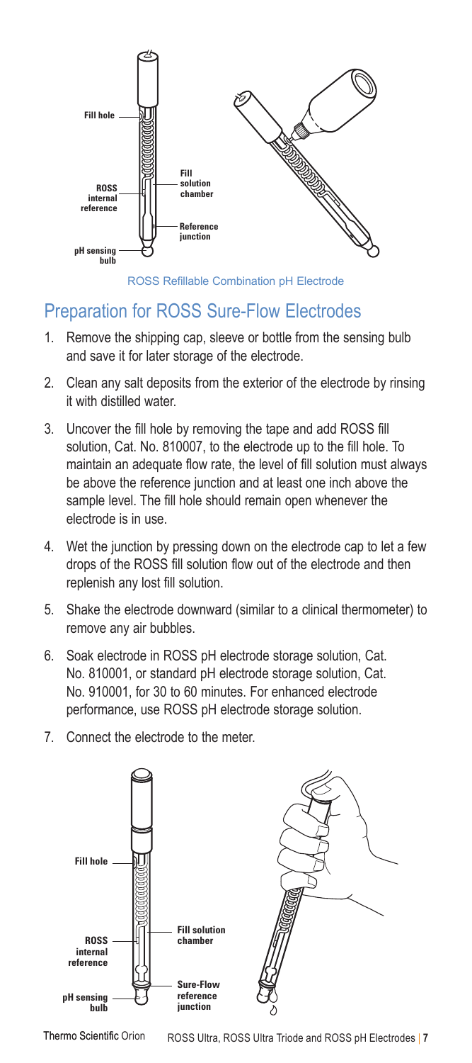Fill hole

ROSS internal reference

pH sensing bulb

Fill solution chamber

Reference junction

ROSS Refillable Combination pH Electrode

## Preparation for ROSS Sure-Flow Electrodes

1. Remove the shipping cap, sleeve or bottle from the sensing bulb and save it for later storage of the electrode.
2. Clean any salt deposits from the exterior of the electrode by rinsing it with distilled water.
3. Uncover the fill hole by removing the tape and add ROSS fill solution, Cat. No. 810007, to the electrode up to the fill hole. To maintain an adequate flow rate, the level of fill solution must always be above the reference junction and at least one inch above the sample level. The fill hole should remain open whenever the electrode is in use.
4. Wet the junction by pressing down on the electrode cap to let a few drops of the ROSS fill solution flow out of the electrode and then replenish any lost fill solution.
5. Shake the electrode downward (similar to a clinical thermometer) to remove any air bubbles.
6. Soak electrode in ROSS pH electrode storage solution, Cat. No. 810001, or standard pH electrode storage solution, Cat. No. 910001, for 30 to 60 minutes. For enhanced electrode performance, use ROSS pH electrode storage solution.
7. Connect the electrode to the meter.

Fill hole

ROSS internal reference

pH sensing bulb

Fill solution chamber

Sure-Flow reference junction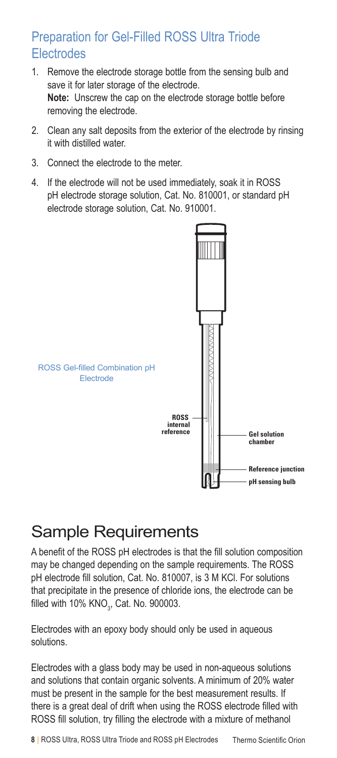## Preparation for Gel-Filled ROSS Ultra Triode Electrodes

1. Remove the electrode storage bottle from the sensing bulb and save it for later storage of the electrode.
   **Note:** Unscrew the cap on the electrode storage bottle before removing the electrode.
2. Clean any salt deposits from the exterior of the electrode by rinsing it with distilled water.
3. Connect the electrode to the meter.
4. If the electrode will not be used immediately, soak it in ROSS pH electrode storage solution, Cat. No. 810001, or standard pH electrode storage solution, Cat. No. 910001.

ROSS Gel-filled Combination pH Electrode

ROSS internal reference

Gel solution chamber

Reference junction

pH sensing bulb

# Sample Requirements

A benefit of the ROSS pH electrodes is that the fill solution composition may be changed depending on the sample requirements. The ROSS pH electrode fill solution, Cat. No. 810007, is 3 M KCl. For solutions that precipitate in the presence of chloride ions, the electrode can be filled with 10% $KNO_3$, Cat. No. 900003.

Electrodes with an epoxy body should only be used in aqueous solutions.

Electrodes with a glass body may be used in non-aqueous solutions and solutions that contain organic solvents. A minimum of 20% water must be present in the sample for the best measurement results. If there is a great deal of drift when using the ROSS electrode filled with ROSS fill solution, try filling the electrode with a mixture of methanol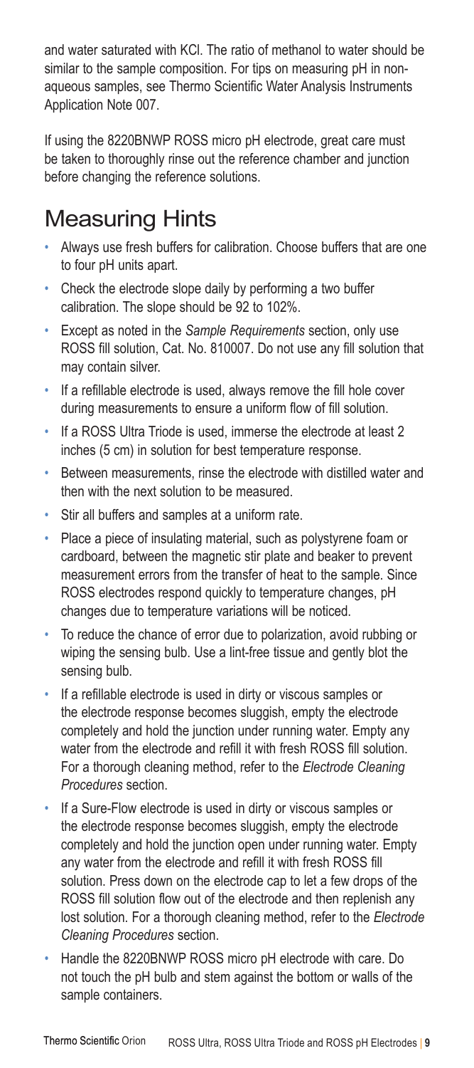and water saturated with KCl. The ratio of methanol to water should be similar to the sample composition. For tips on measuring pH in non-aqueous samples, see Thermo Scientific Water Analysis Instruments Application Note 007.

If using the 8220BNWP ROSS micro pH electrode, great care must be taken to thoroughly rinse out the reference chamber and junction before changing the reference solutions.

## Measuring Hints

- Always use fresh buffers for calibration. Choose buffers that are one to four pH units apart.
- Check the electrode slope daily by performing a two buffer calibration. The slope should be 92 to 102%.
- Except as noted in the *Sample Requirements* section, only use ROSS fill solution, Cat. No. 810007. Do not use any fill solution that may contain silver.
- If a refillable electrode is used, always remove the fill hole cover during measurements to ensure a uniform flow of fill solution.
- If a ROSS Ultra Triode is used, immerse the electrode at least 2 inches (5 cm) in solution for best temperature response.
- Between measurements, rinse the electrode with distilled water and then with the next solution to be measured.
- Stir all buffers and samples at a uniform rate.
- Place a piece of insulating material, such as polystyrene foam or cardboard, between the magnetic stir plate and beaker to prevent measurement errors from the transfer of heat to the sample. Since ROSS electrodes respond quickly to temperature changes, pH changes due to temperature variations will be noticed.
- To reduce the chance of error due to polarization, avoid rubbing or wiping the sensing bulb. Use a lint-free tissue and gently blot the sensing bulb.
- If a refillable electrode is used in dirty or viscous samples or the electrode response becomes sluggish, empty the electrode completely and hold the junction under running water. Empty any water from the electrode and refill it with fresh ROSS fill solution. For a thorough cleaning method, refer to the *Electrode Cleaning Procedures* section.
- If a Sure-Flow electrode is used in dirty or viscous samples or the electrode response becomes sluggish, empty the electrode completely and hold the junction open under running water. Empty any water from the electrode and refill it with fresh ROSS fill solution. Press down on the electrode cap to let a few drops of the ROSS fill solution flow out of the electrode and then replenish any lost solution. For a thorough cleaning method, refer to the *Electrode Cleaning Procedures* section.
- Handle the 8220BNWP ROSS micro pH electrode with care. Do not touch the pH bulb and stem against the bottom or walls of the sample containers.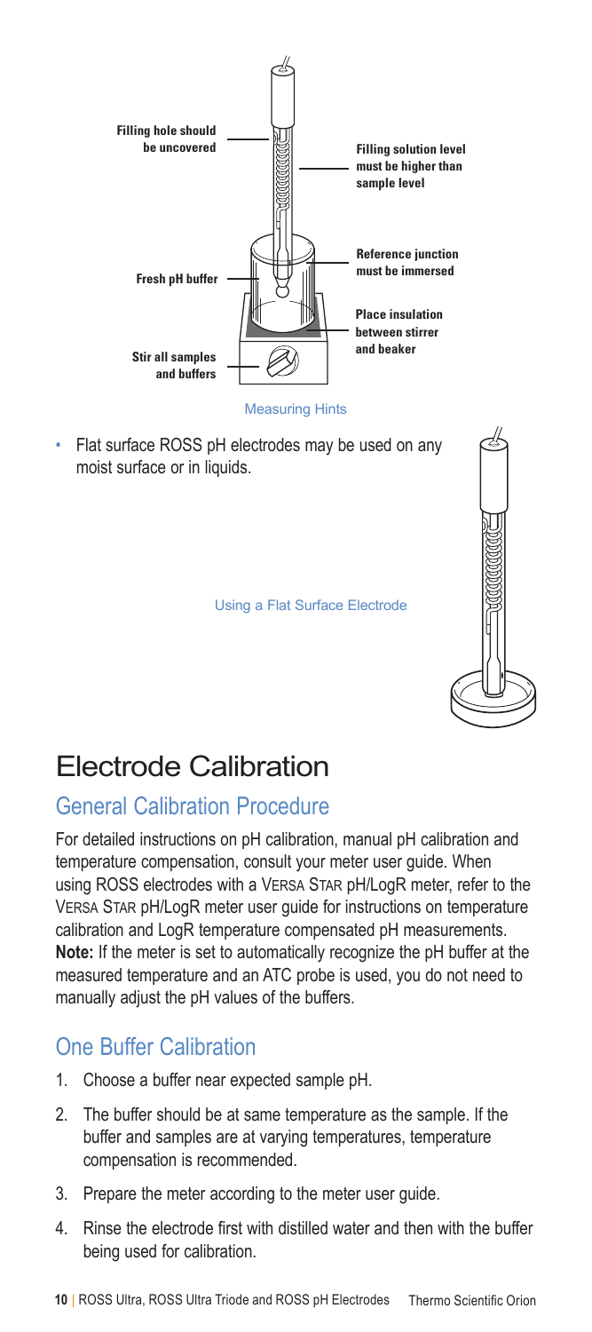Filling hole should be uncovered

Filling solution level must be higher than sample level

Fresh pH buffer

Reference junction must be immersed

Place insulation between stirrer and beaker

Stir all samples and buffers

Measuring Hints

- Flat surface ROSS pH electrodes may be used on any moist surface or in liquids.

Using a Flat Surface Electrode

# Electrode Calibration

## General Calibration Procedure

For detailed instructions on pH calibration, manual pH calibration and temperature compensation, consult your meter user guide. When using ROSS electrodes with a VERSA STAR pH/LogR meter, refer to the VERSA STAR pH/LogR meter user guide for instructions on temperature calibration and LogR temperature compensated pH measurements. **Note:** If the meter is set to automatically recognize the pH buffer at the measured temperature and an ATC probe is used, you do not need to manually adjust the pH values of the buffers.

## One Buffer Calibration

1. Choose a buffer near expected sample pH.
2. The buffer should be at same temperature as the sample. If the buffer and samples are at varying temperatures, temperature compensation is recommended.
3. Prepare the meter according to the meter user guide.
4. Rinse the electrode first with distilled water and then with the buffer being used for calibration.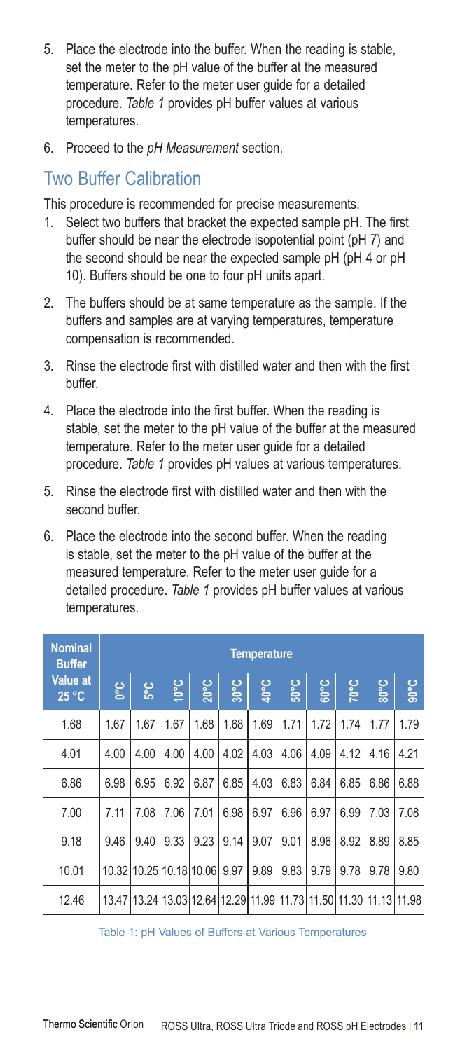5. Place the electrode into the buffer. When the reading is stable, set the meter to the pH value of the buffer at the measured temperature. Refer to the meter user guide for a detailed procedure. *Table 1* provides pH buffer values at various temperatures.

6. Proceed to the *pH Measurement* section.

## Two Buffer Calibration

This procedure is recommended for precise measurements.

1. Select two buffers that bracket the expected sample pH. The first buffer should be near the electrode isopotential point (pH 7) and the second should be near the expected sample pH (pH 4 or pH 10). Buffers should be one to four pH units apart.

2. The buffers should be at same temperature as the sample. If the buffers and samples are at varying temperatures, temperature compensation is recommended.

3. Rinse the electrode first with distilled water and then with the first buffer.

4. Place the electrode into the first buffer. When the reading is stable, set the meter to the pH value of the buffer at the measured temperature. Refer to the meter user guide for a detailed procedure. *Table 1* provides pH values at various temperatures.

5. Rinse the electrode first with distilled water and then with the second buffer.

6. Place the electrode into the second buffer. When the reading is stable, set the meter to the pH value of the buffer at the measured temperature. Refer to the meter user guide for a detailed procedure. *Table 1* provides pH buffer values at various temperatures.

| Nominal Buffer Value at 25 °C | Temperature | | | | | | | | | | |
|---|---|---|---|---|---|---|---|---|---|---|---|
| | 0°C | 5°C | 10°C | 20°C | 30°C | 40°C | 50°C | 60°C | 70°C | 80°C | 90°C |
| 1.68 | 1.67 | 1.67 | 1.67 | 1.68 | 1.68 | 1.69 | 1.71 | 1.72 | 1.74 | 1.77 | 1.79 |
| 4.01 | 4.00 | 4.00 | 4.00 | 4.00 | 4.02 | 4.03 | 4.06 | 4.09 | 4.12 | 4.16 | 4.21 |
| 6.86 | 6.98 | 6.95 | 6.92 | 6.87 | 6.85 | 4.03 | 6.83 | 6.84 | 6.85 | 6.86 | 6.88 |
| 7.00 | 7.11 | 7.08 | 7.06 | 7.01 | 6.98 | 6.97 | 6.96 | 6.97 | 6.99 | 7.03 | 7.08 |
| 9.18 | 9.46 | 9.40 | 9.33 | 9.23 | 9.14 | 9.07 | 9.01 | 8.96 | 8.92 | 8.89 | 8.85 |
| 10.01 | 10.32 | 10.25 | 10.18 | 10.06 | 9.97 | 9.89 | 9.83 | 9.79 | 9.78 | 9.78 | 9.80 |
| 12.46 | 13.47 | 13.24 | 13.03 | 12.64 | 12.29 | 11.99 | 11.73 | 11.50 | 11.30 | 11.13 | 11.98 |

Table 1: pH Values of Buffers at Various Temperatures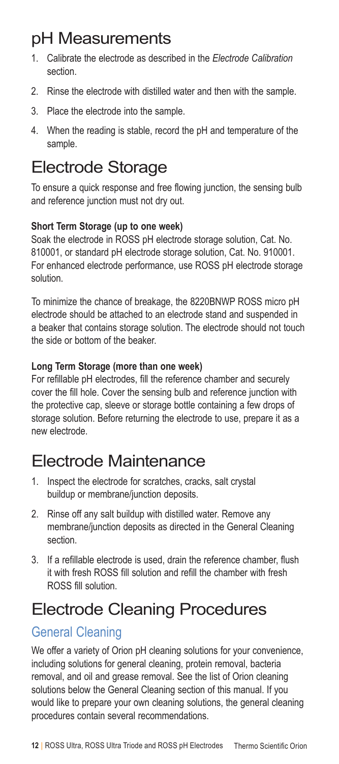# pH Measurements

1. Calibrate the electrode as described in the *Electrode Calibration* section.
2. Rinse the electrode with distilled water and then with the sample.
3. Place the electrode into the sample.
4. When the reading is stable, record the pH and temperature of the sample.

# Electrode Storage

To ensure a quick response and free flowing junction, the sensing bulb and reference junction must not dry out.

**Short Term Storage (up to one week)**
Soak the electrode in ROSS pH electrode storage solution, Cat. No. 810001, or standard pH electrode storage solution, Cat. No. 910001. For enhanced electrode performance, use ROSS pH electrode storage solution.

To minimize the chance of breakage, the 8220BNWP ROSS micro pH electrode should be attached to an electrode stand and suspended in a beaker that contains storage solution. The electrode should not touch the side or bottom of the beaker.

**Long Term Storage (more than one week)**
For refillable pH electrodes, fill the reference chamber and securely cover the fill hole. Cover the sensing bulb and reference junction with the protective cap, sleeve or storage bottle containing a few drops of storage solution. Before returning the electrode to use, prepare it as a new electrode.

# Electrode Maintenance

1. Inspect the electrode for scratches, cracks, salt crystal buildup or membrane/junction deposits.
2. Rinse off any salt buildup with distilled water. Remove any membrane/junction deposits as directed in the General Cleaning section.
3. If a refillable electrode is used, drain the reference chamber, flush it with fresh ROSS fill solution and refill the chamber with fresh ROSS fill solution.

# Electrode Cleaning Procedures

## General Cleaning

We offer a variety of Orion pH cleaning solutions for your convenience, including solutions for general cleaning, protein removal, bacteria removal, and oil and grease removal. See the list of Orion cleaning solutions below the General Cleaning section of this manual. If you would like to prepare your own cleaning solutions, the general cleaning procedures contain several recommendations.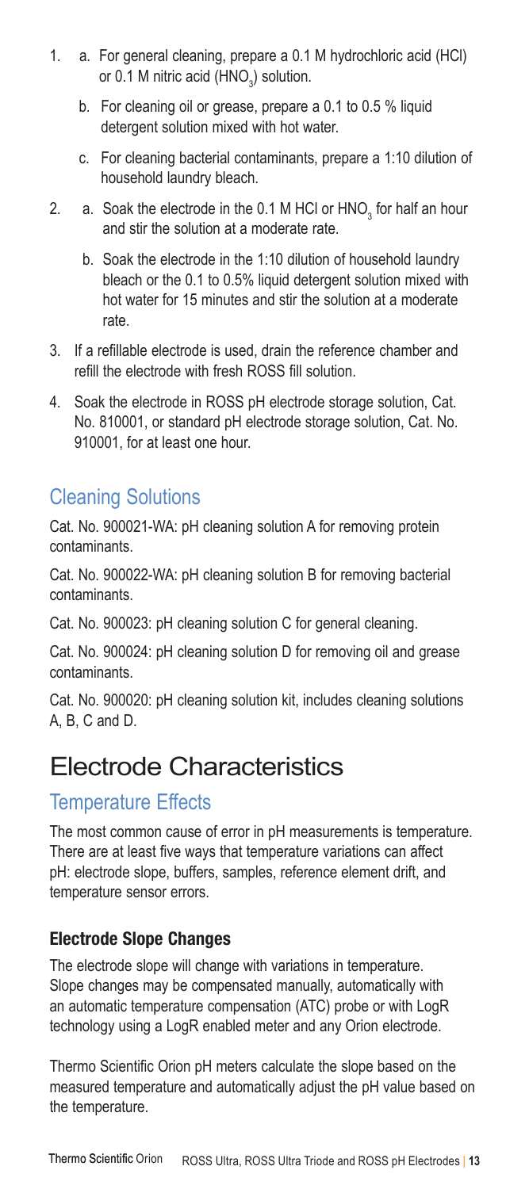1. a. For general cleaning, prepare a 0.1 M hydrochloric acid (HCl) or 0.1 M nitric acid ($HNO_3$) solution.

   b. For cleaning oil or grease, prepare a 0.1 to 0.5 % liquid detergent solution mixed with hot water.

   c. For cleaning bacterial contaminants, prepare a 1:10 dilution of household laundry bleach.

2. a. Soak the electrode in the 0.1 M HCl or $HNO_3$ for half an hour and stir the solution at a moderate rate.

   b. Soak the electrode in the 1:10 dilution of household laundry bleach or the 0.1 to 0.5% liquid detergent solution mixed with hot water for 15 minutes and stir the solution at a moderate rate.

3. If a refillable electrode is used, drain the reference chamber and refill the electrode with fresh ROSS fill solution.

4. Soak the electrode in ROSS pH electrode storage solution, Cat. No. 810001, or standard pH electrode storage solution, Cat. No. 910001, for at least one hour.

## Cleaning Solutions

Cat. No. 900021-WA: pH cleaning solution A for removing protein contaminants.

Cat. No. 900022-WA: pH cleaning solution B for removing bacterial contaminants.

Cat. No. 900023: pH cleaning solution C for general cleaning.

Cat. No. 900024: pH cleaning solution D for removing oil and grease contaminants.

Cat. No. 900020: pH cleaning solution kit, includes cleaning solutions A, B, C and D.

# Electrode Characteristics

## Temperature Effects

The most common cause of error in pH measurements is temperature. There are at least five ways that temperature variations can affect pH: electrode slope, buffers, samples, reference element drift, and temperature sensor errors.

### Electrode Slope Changes

The electrode slope will change with variations in temperature. Slope changes may be compensated manually, automatically with an automatic temperature compensation (ATC) probe or with LogR technology using a LogR enabled meter and any Orion electrode.

Thermo Scientific Orion pH meters calculate the slope based on the measured temperature and automatically adjust the pH value based on the temperature.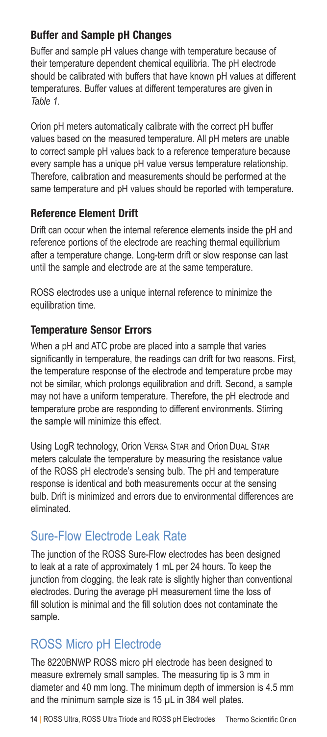### Buffer and Sample pH Changes

Buffer and sample pH values change with temperature because of their temperature dependent chemical equilibria. The pH electrode should be calibrated with buffers that have known pH values at different temperatures. Buffer values at different temperatures are given in *Table 1*.

Orion pH meters automatically calibrate with the correct pH buffer values based on the measured temperature. All pH meters are unable to correct sample pH values back to a reference temperature because every sample has a unique pH value versus temperature relationship. Therefore, calibration and measurements should be performed at the same temperature and pH values should be reported with temperature.

### Reference Element Drift

Drift can occur when the internal reference elements inside the pH and reference portions of the electrode are reaching thermal equilibrium after a temperature change. Long-term drift or slow response can last until the sample and electrode are at the same temperature.

ROSS electrodes use a unique internal reference to minimize the equilibration time.

### Temperature Sensor Errors

When a pH and ATC probe are placed into a sample that varies significantly in temperature, the readings can drift for two reasons. First, the temperature response of the electrode and temperature probe may not be similar, which prolongs equilibration and drift. Second, a sample may not have a uniform temperature. Therefore, the pH electrode and temperature probe are responding to different environments. Stirring the sample will minimize this effect.

Using LogR technology, Orion VERSA STAR and Orion DUAL STAR meters calculate the temperature by measuring the resistance value of the ROSS pH electrode's sensing bulb. The pH and temperature response is identical and both measurements occur at the sensing bulb. Drift is minimized and errors due to environmental differences are eliminated.

## Sure-Flow Electrode Leak Rate

The junction of the ROSS Sure-Flow electrodes has been designed to leak at a rate of approximately 1 mL per 24 hours. To keep the junction from clogging, the leak rate is slightly higher than conventional electrodes. During the average pH measurement time the loss of fill solution is minimal and the fill solution does not contaminate the sample.

## ROSS Micro pH Electrode

The 8220BNWP ROSS micro pH electrode has been designed to measure extremely small samples. The measuring tip is 3 mm in diameter and 40 mm long. The minimum depth of immersion is 4.5 mm and the minimum sample size is 15 µL in 384 well plates.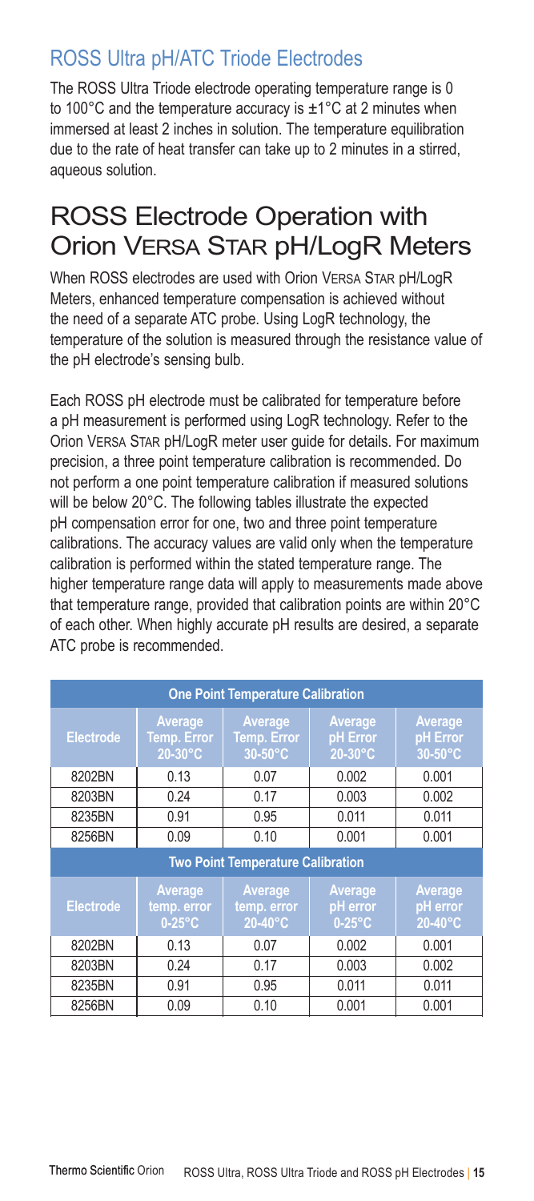## ROSS Ultra pH/ATC Triode Electrodes

The ROSS Ultra Triode electrode operating temperature range is 0 to 100°C and the temperature accuracy is ±1°C at 2 minutes when immersed at least 2 inches in solution. The temperature equilibration due to the rate of heat transfer can take up to 2 minutes in a stirred, aqueous solution.

# ROSS Electrode Operation with Orion VERSA STAR pH/LogR Meters

When ROSS electrodes are used with Orion VERSA STAR pH/LogR Meters, enhanced temperature compensation is achieved without the need of a separate ATC probe. Using LogR technology, the temperature of the solution is measured through the resistance value of the pH electrode's sensing bulb.

Each ROSS pH electrode must be calibrated for temperature before a pH measurement is performed using LogR technology. Refer to the Orion VERSA STAR pH/LogR meter user guide for details. For maximum precision, a three point temperature calibration is recommended. Do not perform a one point temperature calibration if measured solutions will be below 20°C. The following tables illustrate the expected pH compensation error for one, two and three point temperature calibrations. The accuracy values are valid only when the temperature calibration is performed within the stated temperature range. The higher temperature range data will apply to measurements made above that temperature range, provided that calibration points are within 20°C of each other. When highly accurate pH results are desired, a separate ATC probe is recommended.

| One Point Temperature Calibration | | | | |
|---|---|---|---|---|
| **Electrode** | **Average Temp. Error 20-30°C** | **Average Temp. Error 30-50°C** | **Average pH Error 20-30°C** | **Average pH Error 30-50°C** |
| 8202BN | 0.13 | 0.07 | 0.002 | 0.001 |
| 8203BN | 0.24 | 0.17 | 0.003 | 0.002 |
| 8235BN | 0.91 | 0.95 | 0.011 | 0.011 |
| 8256BN | 0.09 | 0.10 | 0.001 | 0.001 |
| **Two Point Temperature Calibration** | | | | |
| **Electrode** | **Average temp. error 0-25°C** | **Average temp. error 20-40°C** | **Average pH error 0-25°C** | **Average pH error 20-40°C** |
| 8202BN | 0.13 | 0.07 | 0.002 | 0.001 |
| 8203BN | 0.24 | 0.17 | 0.003 | 0.002 |
| 8235BN | 0.91 | 0.95 | 0.011 | 0.011 |
| 8256BN | 0.09 | 0.10 | 0.001 | 0.001 |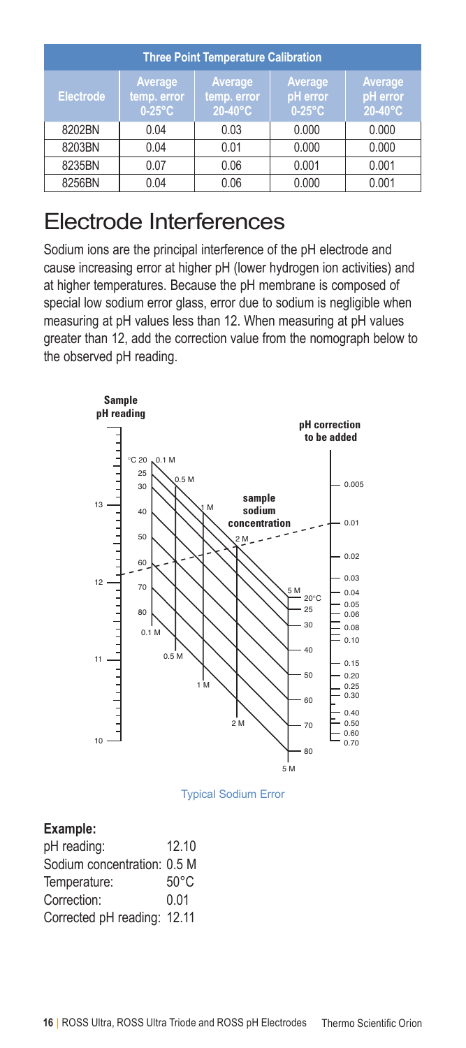| Three Point Temperature Calibration | | | | |
|---|---|---|---|---|
| Electrode | Average temp. error 0-25°C | Average temp. error 20-40°C | Average pH error 0-25°C | Average pH error 20-40°C |
| 8202BN | 0.04 | 0.03 | 0.000 | 0.000 |
| 8203BN | 0.04 | 0.01 | 0.000 | 0.000 |
| 8235BN | 0.07 | 0.06 | 0.001 | 0.001 |
| 8256BN | 0.04 | 0.06 | 0.000 | 0.001 |

# Electrode Interferences

Sodium ions are the principal interference of the pH electrode and cause increasing error at higher pH (lower hydrogen ion activities) and at higher temperatures. Because the pH membrane is composed of special low sodium error glass, error due to sodium is negligible when measuring at pH values less than 12. When measuring at pH values greater than 12, add the correction value from the nomograph below to the observed pH reading.

Typical Sodium Error

**Example:**

pH reading: 12.10
Sodium concentration: 0.5 M
Temperature: 50°C
Correction: 0.01
Corrected pH reading: 12.11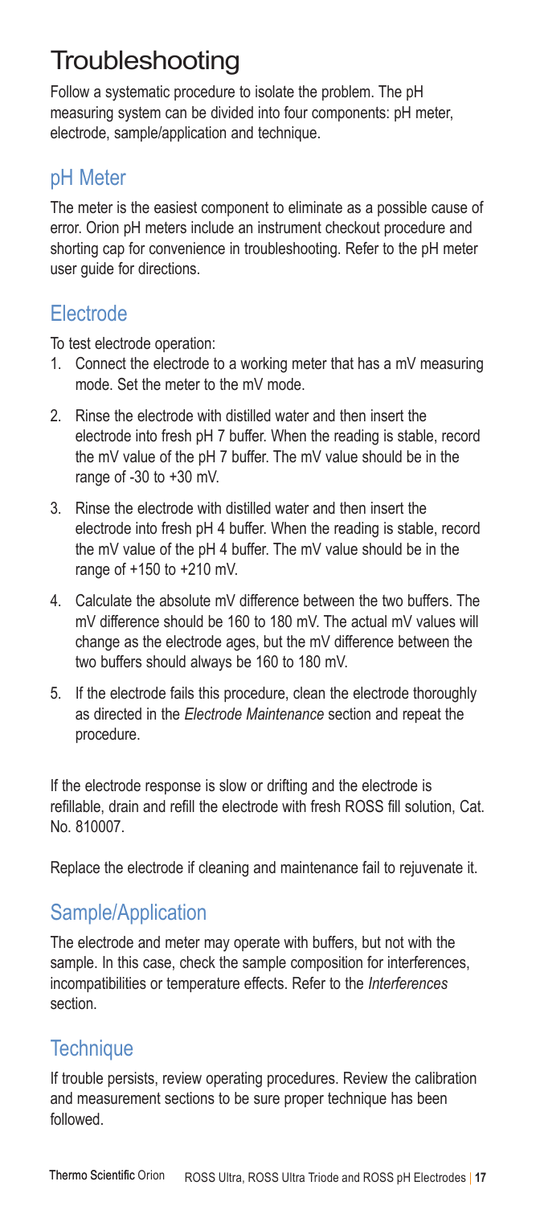# Troubleshooting

Follow a systematic procedure to isolate the problem. The pH measuring system can be divided into four components: pH meter, electrode, sample/application and technique.

## pH Meter

The meter is the easiest component to eliminate as a possible cause of error. Orion pH meters include an instrument checkout procedure and shorting cap for convenience in troubleshooting. Refer to the pH meter user guide for directions.

## Electrode

To test electrode operation:

1. Connect the electrode to a working meter that has a mV measuring mode. Set the meter to the mV mode.
2. Rinse the electrode with distilled water and then insert the electrode into fresh pH 7 buffer. When the reading is stable, record the mV value of the pH 7 buffer. The mV value should be in the range of -30 to +30 mV.
3. Rinse the electrode with distilled water and then insert the electrode into fresh pH 4 buffer. When the reading is stable, record the mV value of the pH 4 buffer. The mV value should be in the range of +150 to +210 mV.
4. Calculate the absolute mV difference between the two buffers. The mV difference should be 160 to 180 mV. The actual mV values will change as the electrode ages, but the mV difference between the two buffers should always be 160 to 180 mV.
5. If the electrode fails this procedure, clean the electrode thoroughly as directed in the *Electrode Maintenance* section and repeat the procedure.

If the electrode response is slow or drifting and the electrode is refillable, drain and refill the electrode with fresh ROSS fill solution, Cat. No. 810007.

Replace the electrode if cleaning and maintenance fail to rejuvenate it.

## Sample/Application

The electrode and meter may operate with buffers, but not with the sample. In this case, check the sample composition for interferences, incompatibilities or temperature effects. Refer to the *Interferences* section.

## Technique

If trouble persists, review operating procedures. Review the calibration and measurement sections to be sure proper technique has been followed.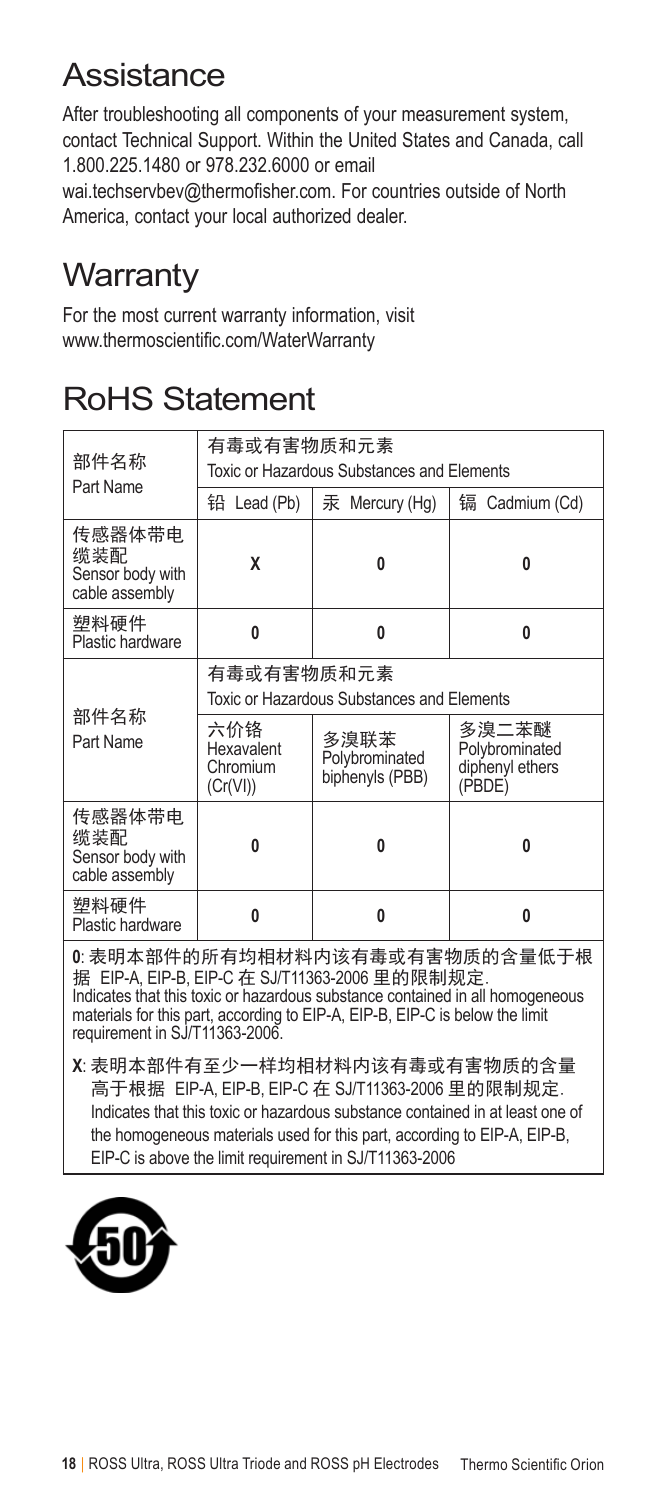## Assistance

After troubleshooting all components of your measurement system, contact Technical Support. Within the United States and Canada, call 1.800.225.1480 or 978.232.6000 or email wai.techservbev@thermofisher.com. For countries outside of North America, contact your local authorized dealer.

## Warranty

For the most current warranty information, visit www.thermoscientific.com/WaterWarranty

## RoHS Statement

| 部件名称 Part Name | 有毒或有害物质和元素 Toxic or Hazardous Substances and Elements | | |
|---|---|---|---|
| | 铅 Lead (Pb) | 汞 Mercury (Hg) | 镉 Cadmium (Cd) |
| 传感器体带电缆装配 Sensor body with cable assembly | X | 0 | 0 |
| 塑料硬件 Plastic hardware | 0 | 0 | 0 |

| 部件名称 Part Name | 有毒或有害物质和元素 Toxic or Hazardous Substances and Elements | | |
|---|---|---|---|
| | 六价铬 Hexavalent Chromium (Cr(VI)) | 多溴联苯 Polybrominated biphenyls (PBB) | 多溴二苯醚 Polybrominated diphenyl ethers (PBDE) |
| 传感器体带电缆装配 Sensor body with cable assembly | 0 | 0 | 0 |
| 塑料硬件 Plastic hardware | 0 | 0 | 0 |

**0**: 表明本部件的所有均相材料内该有毒或有害物质的含量低于根据 EIP-A, EIP-B, EIP-C 在 SJ/T11363-2006 里的限制规定.
Indicates that this toxic or hazardous substance contained in all homogeneous materials for this part, according to EIP-A, EIP-B, EIP-C is below the limit requirement in SJ/T11363-2006.

**X**: 表明本部件有至少一样均相材料内该有毒或有害物质的含量高于根据 EIP-A, EIP-B, EIP-C 在 SJ/T11363-2006 里的限制规定.
Indicates that this toxic or hazardous substance contained in at least one of the homogeneous materials used for this part, according to EIP-A, EIP-B, EIP-C is above the limit requirement in SJ/T11363-2006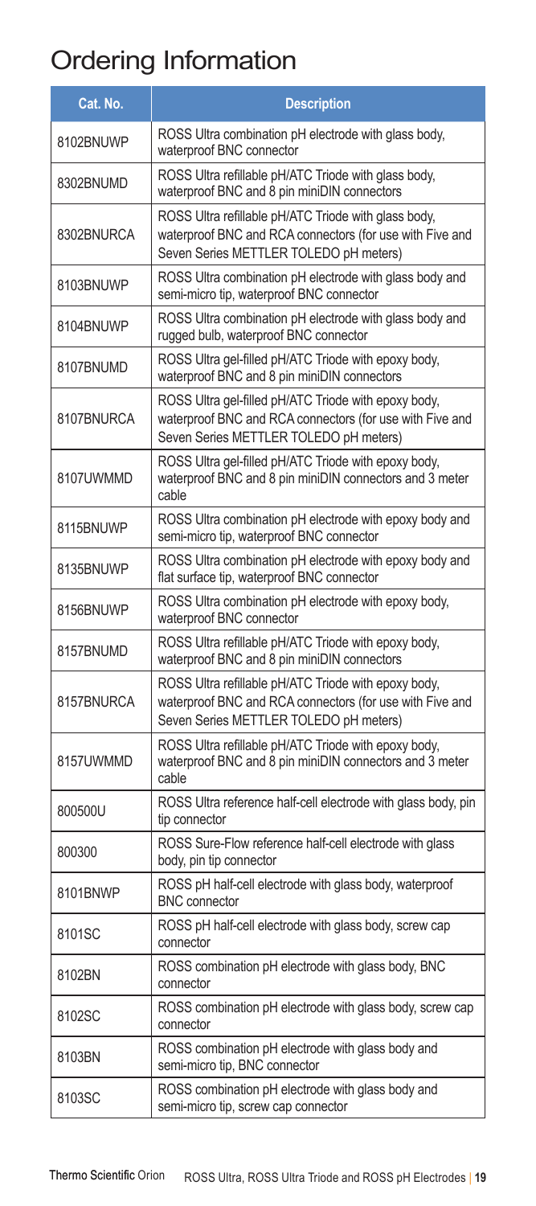# Ordering Information

| Cat. No. | Description |
| --- | --- |
| 8102BNUWP | ROSS Ultra combination pH electrode with glass body, waterproof BNC connector |
| 8302BNUMD | ROSS Ultra refillable pH/ATC Triode with glass body, waterproof BNC and 8 pin miniDIN connectors |
| 8302BNURCA | ROSS Ultra refillable pH/ATC Triode with glass body, waterproof BNC and RCA connectors (for use with Five and Seven Series METTLER TOLEDO pH meters) |
| 8103BNUWP | ROSS Ultra combination pH electrode with glass body and semi-micro tip, waterproof BNC connector |
| 8104BNUWP | ROSS Ultra combination pH electrode with glass body and rugged bulb, waterproof BNC connector |
| 8107BNUMD | ROSS Ultra gel-filled pH/ATC Triode with epoxy body, waterproof BNC and 8 pin miniDIN connectors |
| 8107BNURCA | ROSS Ultra gel-filled pH/ATC Triode with epoxy body, waterproof BNC and RCA connectors (for use with Five and Seven Series METTLER TOLEDO pH meters) |
| 8107UWMMD | ROSS Ultra gel-filled pH/ATC Triode with epoxy body, waterproof BNC and 8 pin miniDIN connectors and 3 meter cable |
| 8115BNUWP | ROSS Ultra combination pH electrode with epoxy body and semi-micro tip, waterproof BNC connector |
| 8135BNUWP | ROSS Ultra combination pH electrode with epoxy body and flat surface tip, waterproof BNC connector |
| 8156BNUWP | ROSS Ultra combination pH electrode with epoxy body, waterproof BNC connector |
| 8157BNUMD | ROSS Ultra refillable pH/ATC Triode with epoxy body, waterproof BNC and 8 pin miniDIN connectors |
| 8157BNURCA | ROSS Ultra refillable pH/ATC Triode with epoxy body, waterproof BNC and RCA connectors (for use with Five and Seven Series METTLER TOLEDO pH meters) |
| 8157UWMMD | ROSS Ultra refillable pH/ATC Triode with epoxy body, waterproof BNC and 8 pin miniDIN connectors and 3 meter cable |
| 800500U | ROSS Ultra reference half-cell electrode with glass body, pin tip connector |
| 800300 | ROSS Sure-Flow reference half-cell electrode with glass body, pin tip connector |
| 8101BNWP | ROSS pH half-cell electrode with glass body, waterproof BNC connector |
| 8101SC | ROSS pH half-cell electrode with glass body, screw cap connector |
| 8102BN | ROSS combination pH electrode with glass body, BNC connector |
| 8102SC | ROSS combination pH electrode with glass body, screw cap connector |
| 8103BN | ROSS combination pH electrode with glass body and semi-micro tip, BNC connector |
| 8103SC | ROSS combination pH electrode with glass body and semi-micro tip, screw cap connector |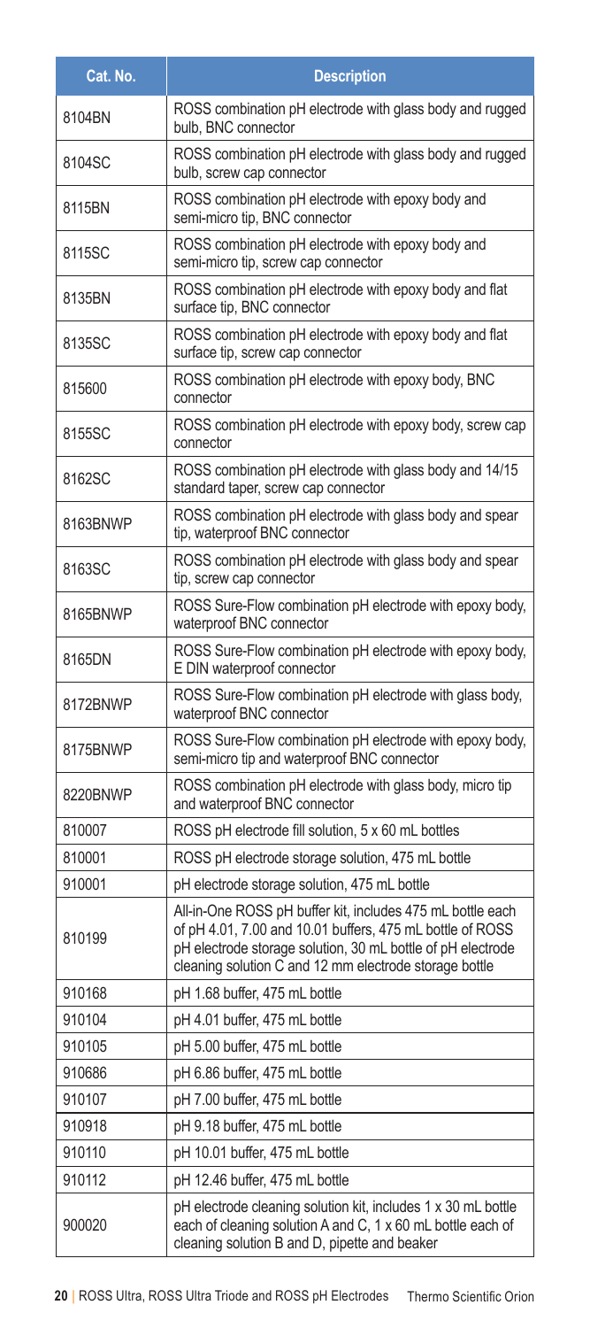| Cat. No. | Description |
| --- | --- |
| 8104BN | ROSS combination pH electrode with glass body and rugged bulb, BNC connector |
| 8104SC | ROSS combination pH electrode with glass body and rugged bulb, screw cap connector |
| 8115BN | ROSS combination pH electrode with epoxy body and semi-micro tip, BNC connector |
| 8115SC | ROSS combination pH electrode with epoxy body and semi-micro tip, screw cap connector |
| 8135BN | ROSS combination pH electrode with epoxy body and flat surface tip, BNC connector |
| 8135SC | ROSS combination pH electrode with epoxy body and flat surface tip, screw cap connector |
| 815600 | ROSS combination pH electrode with epoxy body, BNC connector |
| 8155SC | ROSS combination pH electrode with epoxy body, screw cap connector |
| 8162SC | ROSS combination pH electrode with glass body and 14/15 standard taper, screw cap connector |
| 8163BNWP | ROSS combination pH electrode with glass body and spear tip, waterproof BNC connector |
| 8163SC | ROSS combination pH electrode with glass body and spear tip, screw cap connector |
| 8165BNWP | ROSS Sure-Flow combination pH electrode with epoxy body, waterproof BNC connector |
| 8165DN | ROSS Sure-Flow combination pH electrode with epoxy body, E DIN waterproof connector |
| 8172BNWP | ROSS Sure-Flow combination pH electrode with glass body, waterproof BNC connector |
| 8175BNWP | ROSS Sure-Flow combination pH electrode with epoxy body, semi-micro tip and waterproof BNC connector |
| 8220BNWP | ROSS combination pH electrode with glass body, micro tip and waterproof BNC connector |
| 810007 | ROSS pH electrode fill solution, 5 x 60 mL bottles |
| 810001 | ROSS pH electrode storage solution, 475 mL bottle |
| 910001 | pH electrode storage solution, 475 mL bottle |
| 810199 | All-in-One ROSS pH buffer kit, includes 475 mL bottle each of pH 4.01, 7.00 and 10.01 buffers, 475 mL bottle of ROSS pH electrode storage solution, 30 mL bottle of pH electrode cleaning solution C and 12 mm electrode storage bottle |
| 910168 | pH 1.68 buffer, 475 mL bottle |
| 910104 | pH 4.01 buffer, 475 mL bottle |
| 910105 | pH 5.00 buffer, 475 mL bottle |
| 910686 | pH 6.86 buffer, 475 mL bottle |
| 910107 | pH 7.00 buffer, 475 mL bottle |
| 910918 | pH 9.18 buffer, 475 mL bottle |
| 910110 | pH 10.01 buffer, 475 mL bottle |
| 910112 | pH 12.46 buffer, 475 mL bottle |
| 900020 | pH electrode cleaning solution kit, includes 1 x 30 mL bottle each of cleaning solution A and C, 1 x 60 mL bottle each of cleaning solution B and D, pipette and beaker |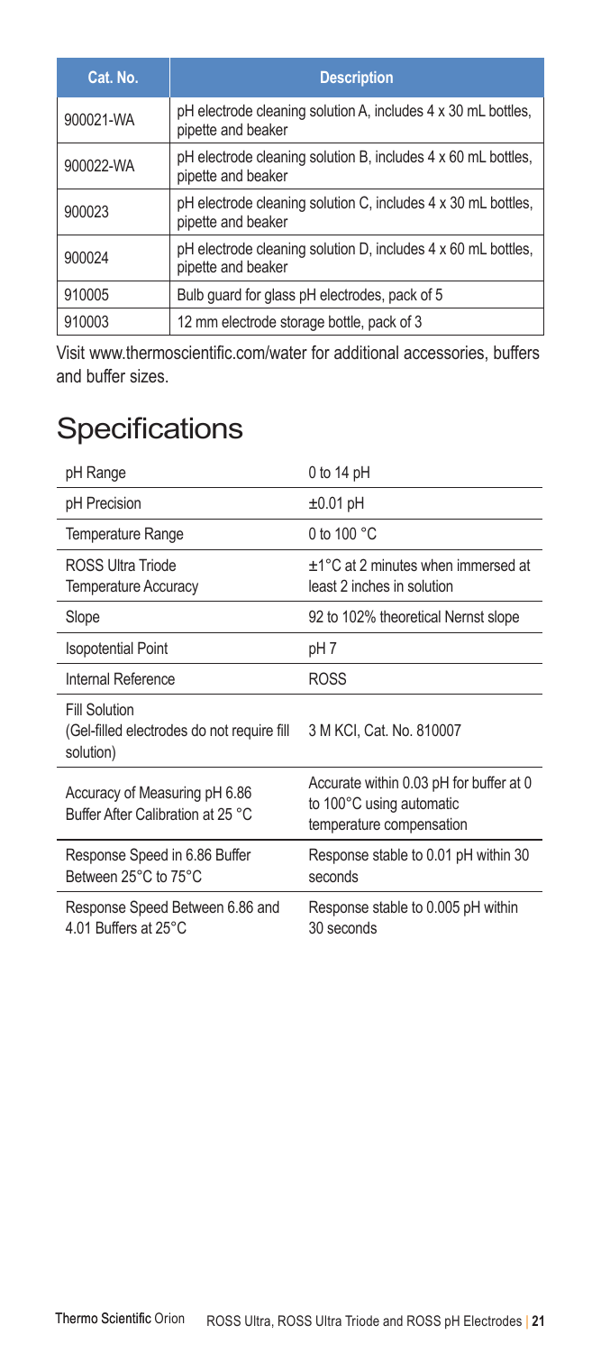| Cat. No. | Description |
|---|---|
| 900021-WA | pH electrode cleaning solution A, includes 4 x 30 mL bottles, pipette and beaker |
| 900022-WA | pH electrode cleaning solution B, includes 4 x 60 mL bottles, pipette and beaker |
| 900023 | pH electrode cleaning solution C, includes 4 x 30 mL bottles, pipette and beaker |
| 900024 | pH electrode cleaning solution D, includes 4 x 60 mL bottles, pipette and beaker |
| 910005 | Bulb guard for glass pH electrodes, pack of 5 |
| 910003 | 12 mm electrode storage bottle, pack of 3 |

Visit www.thermoscientific.com/water for additional accessories, buffers and buffer sizes.

# Specifications

| | |
|---|---|
| pH Range | 0 to 14 pH |
| pH Precision | ±0.01 pH |
| Temperature Range | 0 to 100 °C |
| ROSS Ultra Triode Temperature Accuracy | ±1°C at 2 minutes when immersed at least 2 inches in solution |
| Slope | 92 to 102% theoretical Nernst slope |
| Isopotential Point | pH 7 |
| Internal Reference | ROSS |
| Fill Solution (Gel-filled electrodes do not require fill solution) | 3 M KCl, Cat. No. 810007 |
| Accuracy of Measuring pH 6.86 Buffer After Calibration at 25 °C | Accurate within 0.03 pH for buffer at 0 to 100°C using automatic temperature compensation |
| Response Speed in 6.86 Buffer Between 25°C to 75°C | Response stable to 0.01 pH within 30 seconds |
| Response Speed Between 6.86 and 4.01 Buffers at 25°C | Response stable to 0.005 pH within 30 seconds |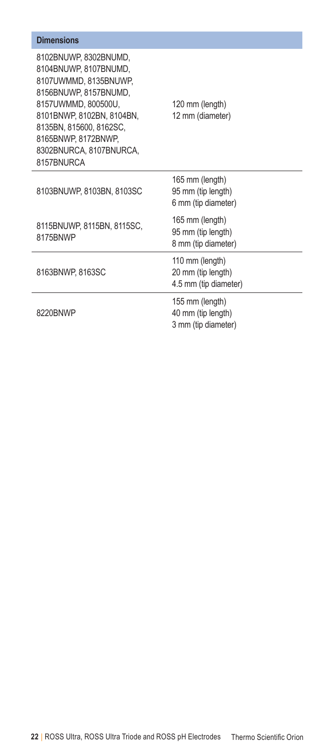| Dimensions | |
|---|---|
| 8102BNUWP, 8302BNUMD, 8104BNUWP, 8107BNUMD, 8107UWMMD, 8135BNUWP, 8156BNUWP, 8157BNUMD, 8157UWMMD, 800500U, 8101BNWP, 8102BN, 8104BN, 8135BN, 815600, 8162SC, 8165BNWP, 8172BNWP, 8302BNURCA, 8107BNURCA, 8157BNURCA | 120 mm (length)<br>12 mm (diameter) |
| 8103BNUWP, 8103BN, 8103SC | 165 mm (length)<br>95 mm (tip length)<br>6 mm (tip diameter) |
| 8115BNUWP, 8115BN, 8115SC, 8175BNWP | 165 mm (length)<br>95 mm (tip length)<br>8 mm (tip diameter) |
| 8163BNWP, 8163SC | 110 mm (length)<br>20 mm (tip length)<br>4.5 mm (tip diameter) |
| 8220BNWP | 155 mm (length)<br>40 mm (tip length)<br>3 mm (tip diameter) |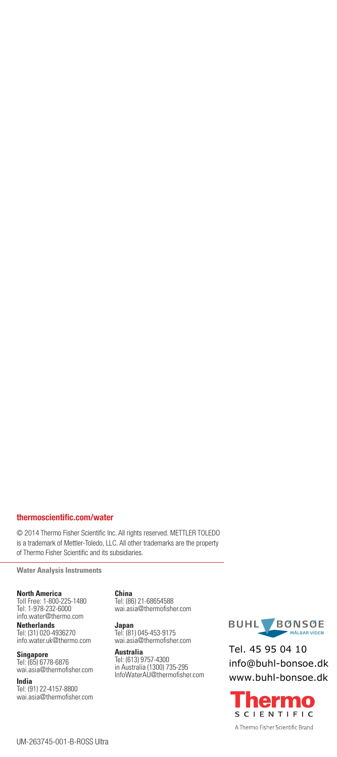**thermoscientific.com/water**

© 2014 Thermo Fisher Scientific Inc. All rights reserved. METTLER TOLEDO is a trademark of Mettler-Toledo, LLC. All other trademarks are the property of Thermo Fisher Scientific and its subsidiaries.

**Water Analysis Instruments**

**North America**
Toll Free: 1-800-225-1480
Tel: 1-978-232-6000
info.water@thermo.com

**Netherlands**
Tel: (31) 020-4936270
info.water.uk@thermo.com

**Singapore**
Tel: (65) 6778-6876
wai.asia@thermofisher.com

**India**
Tel: (91) 22-4157-8800
wai.asia@thermofisher.com

**China**
Tel: (86) 21-68654588
wai.asia@thermofisher.com

**Japan**
Tel: (81) 045-453-9175
wai.asia@thermofisher.com

**Australia**
Tel: (613) 9757-4300
in Australia (1300) 735-295
InfoWaterAU@thermofisher.com

BUHL BØNSØE
MÅLBAR VIDEN

Tel. 45 95 04 10
info@buhl-bonsoe.dk
www.buhl-bonsoe.dk

Thermo SCIENTIFIC
A Thermo Fisher Scientific Brand

UM-263745-001-B-ROSS Ultra